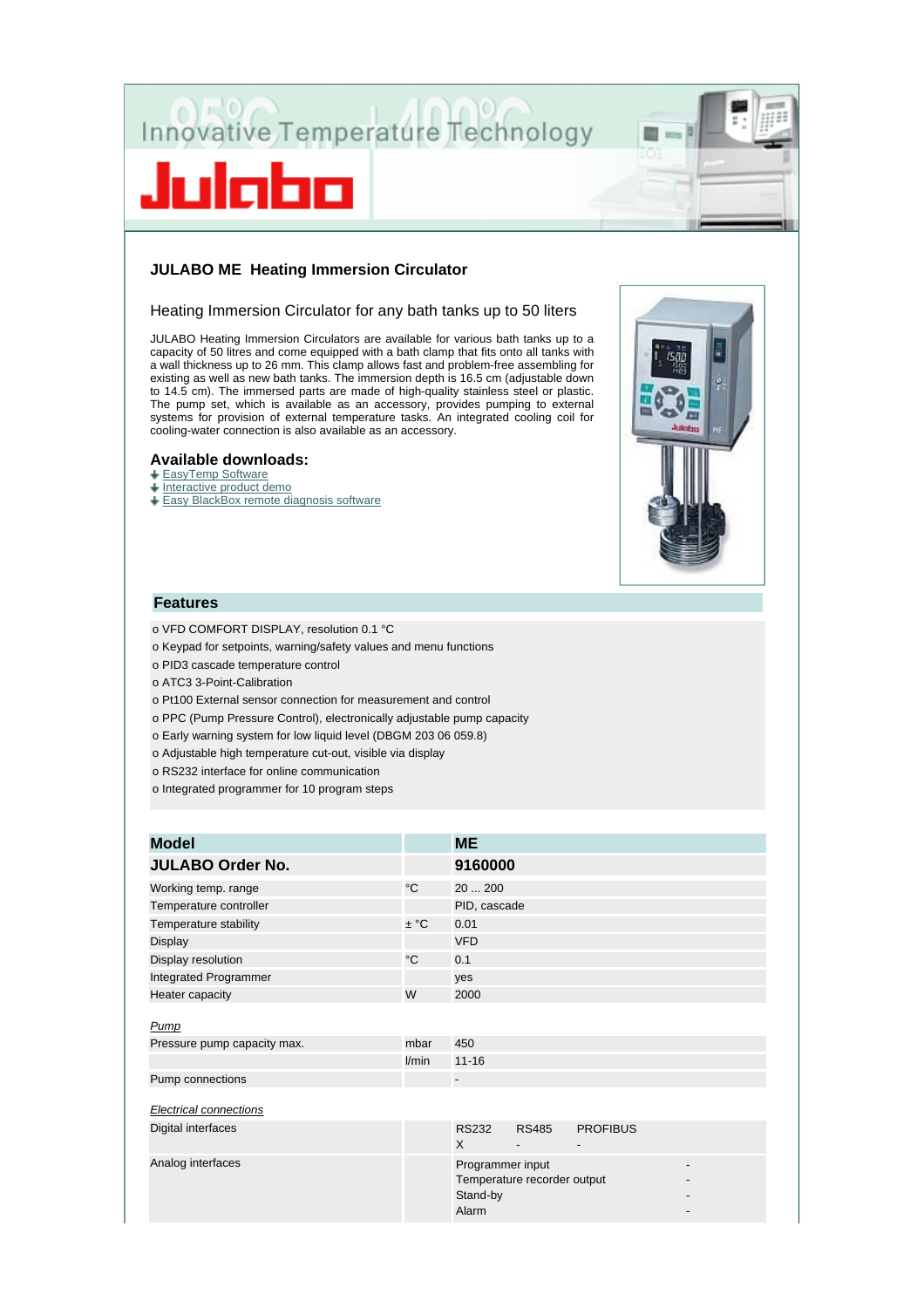Innovative Temperature Technology

Julabo

## JULABO ME Heating Immersion Circulator

### Heating Immersion Circulator for any bath tanks up to 50 liters

JULABO Heating Immersion Circulators are available for various bath tanks up to a capacity of 50 litres and come equipped with a bath clamp that fits onto all tanks with a wall thickness up to 26 mm. This clamp allows fast and problem-free assembling for existing as well as new bath tanks. The immersion depth is 16.5 cm (adjustable down to 14.5 cm). The immersed parts are made of high-quality stainless steel or plastic. The pump set, which is available as an accessory, provides pumping to external systems for provision of external temperature tasks. An integrated cooling coil for cooling-water connection is also available as an accessory.

### Available downloads:

- EasyTemp Software
- Interactive product demo
- Easy BlackBox remote diagnosis software

### Features

- o VFD COMFORT DISPLAY, resolution 0.1 °C
- o Keypad for setpoints, warning/safety values and menu functions
- o PID3 cascade temperature control
- o ATC3 3-Point-Calibration
- o Pt100 External sensor connection for measurement and control
- o PPC (Pump Pressure Control), electronically adjustable pump capacity
- o Early warning system for low liquid level (DBGM 203 06 059.8)
- o Adjustable high temperature cut-out, visible via display
- o RS232 interface for online communication
- o Integrated programmer for 10 program steps

| **Model** | | **ME** |
|---|---|---|
| **JULABO Order No.** | | **9160000** |
| Working temp. range | °C | 20 ... 200 |
| Temperature controller | | PID, cascade |
| Temperature stability | ± °C | 0.01 |
| Display | | VFD |
| Display resolution | °C | 0.1 |
| Integrated Programmer | | yes |
| Heater capacity | W | 2000 |
| *Pump* | | |
| Pressure pump capacity max. | mbar | 450 |
| | l/min | 11-16 |
| Pump connections | | - |
| *Electrical connections* | | |
| Digital interfaces | | RS232: X; RS485: -; PROFIBUS: - |
| Analog interfaces | | Programmer input: -; Temperature recorder output: -; Stand-by: -; Alarm: - |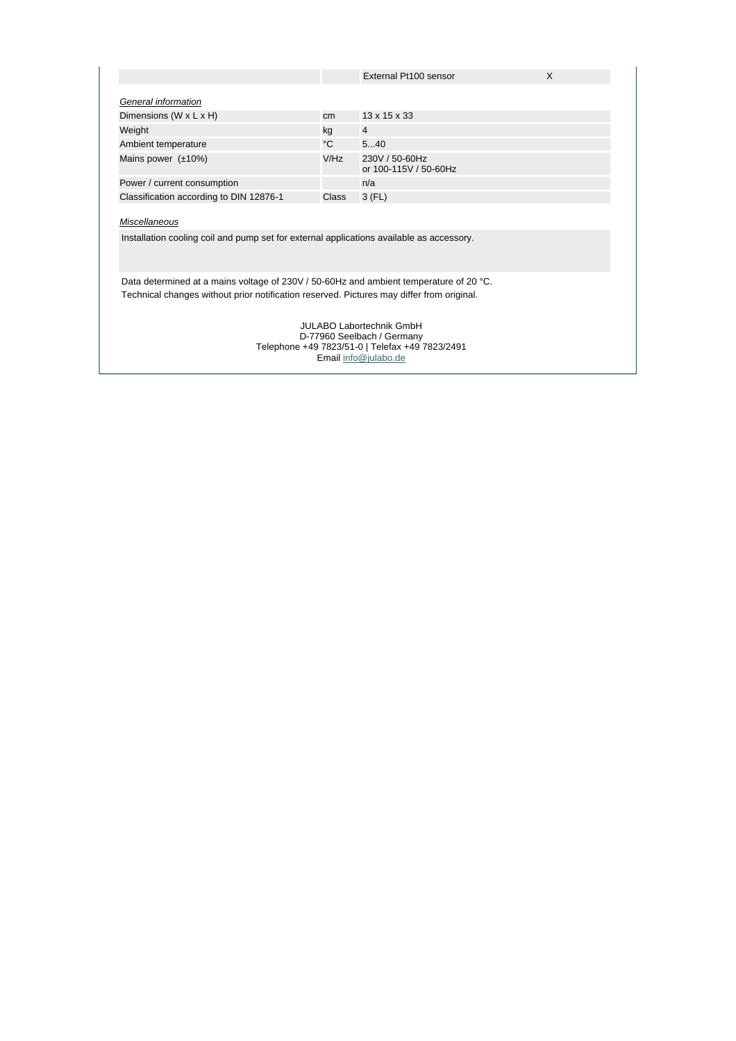| | | | |
|---|---|---|---|
| | | External Pt100 sensor | X |

*General information*

| | | |
|---|---|---|
| Dimensions (W x L x H) | cm | 13 x 15 x 33 |
| Weight | kg | 4 |
| Ambient temperature | °C | 5...40 |
| Mains power (±10%) | V/Hz | 230V / 50-60Hz<br>or 100-115V / 50-60Hz |
| Power / current consumption | | n/a |
| Classification according to DIN 12876-1 | Class | 3 (FL) |

*Miscellaneous*

Installation cooling coil and pump set for external applications available as accessory.

Data determined at a mains voltage of 230V / 50-60Hz and ambient temperature of 20 °C.
Technical changes without prior notification reserved. Pictures may differ from original.

JULABO Labortechnik GmbH
D-77960 Seelbach / Germany
Telephone +49 7823/51-0 | Telefax +49 7823/2491
Email info@julabo.de